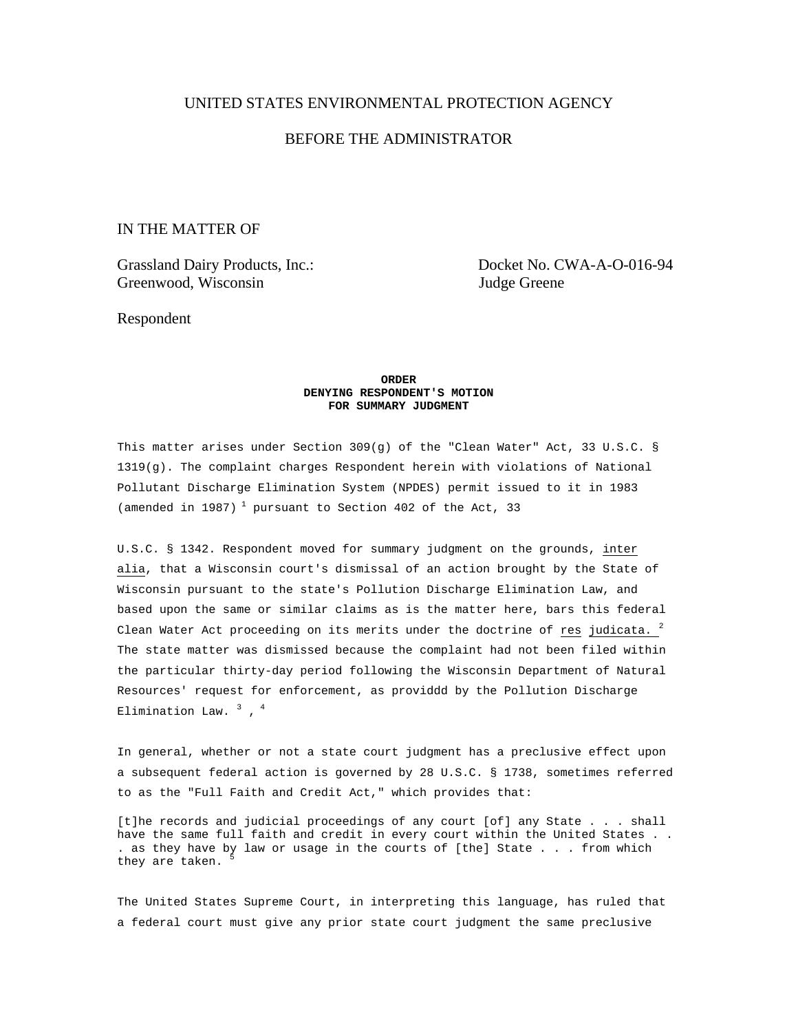UNITED STATES ENVIRONMENTAL PROTECTION AGENCY

BEFORE THE ADMINISTRATOR

IN THE MATTER OF

Grassland Dairy Products, Inc.: Docket No. CWA-A-O-016-94
Greenwood, Wisconsin Judge Greene

Respondent

**ORDER**
**DENYING RESPONDENT'S MOTION**
**FOR SUMMARY JUDGMENT**

This matter arises under Section 309(g) of the "Clean Water" Act, 33 U.S.C. § 1319(g). The complaint charges Respondent herein with violations of National Pollutant Discharge Elimination System (NPDES) permit issued to it in 1983 (amended in 1987) [1] pursuant to Section 402 of the Act, 33

U.S.C. § 1342. Respondent moved for summary judgment on the grounds, inter alia, that a Wisconsin court's dismissal of an action brought by the State of Wisconsin pursuant to the state's Pollution Discharge Elimination Law, and based upon the same or similar claims as is the matter here, bars this federal Clean Water Act proceeding on its merits under the doctrine of res judicata. [2] The state matter was dismissed because the complaint had not been filed within the particular thirty-day period following the Wisconsin Department of Natural Resources' request for enforcement, as providdd by the Pollution Discharge Elimination Law. [3], [4]

In general, whether or not a state court judgment has a preclusive effect upon a subsequent federal action is governed by 28 U.S.C. § 1738, sometimes referred to as the "Full Faith and Credit Act," which provides that:

> [t]he records and judicial proceedings of any court [of] any State . . . shall have the same full faith and credit in every court within the United States . . . as they have by law or usage in the courts of [the] State . . . from which they are taken. [5]

The United States Supreme Court, in interpreting this language, has ruled that a federal court must give any prior state court judgment the same preclusive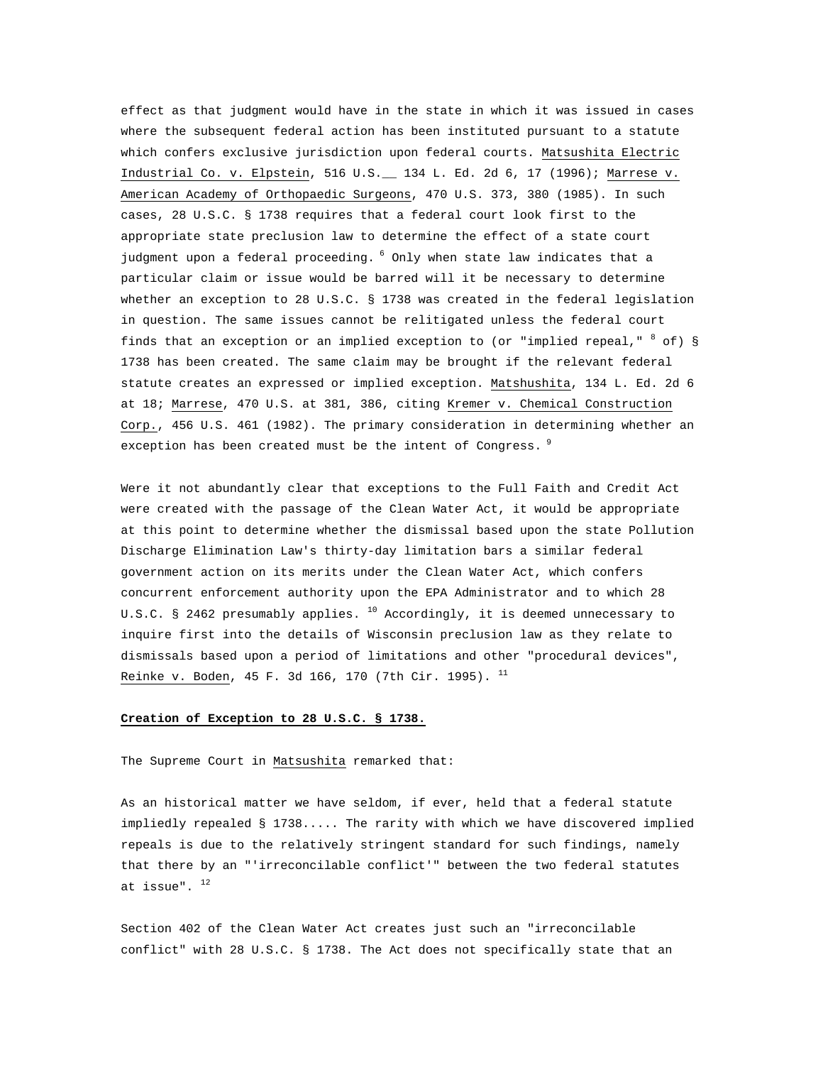effect as that judgment would have in the state in which it was issued in cases where the subsequent federal action has been instituted pursuant to a statute which confers exclusive jurisdiction upon federal courts. Matsushita Electric Industrial Co. v. Elpstein, 516 U.S.__ 134 L. Ed. 2d 6, 17 (1996); Marrese v. American Academy of Orthopaedic Surgeons, 470 U.S. 373, 380 (1985). In such cases, 28 U.S.C. § 1738 requires that a federal court look first to the appropriate state preclusion law to determine the effect of a state court judgment upon a federal proceeding. [6] Only when state law indicates that a particular claim or issue would be barred will it be necessary to determine whether an exception to 28 U.S.C. § 1738 was created in the federal legislation in question. The same issues cannot be relitigated unless the federal court finds that an exception or an implied exception to (or "implied repeal," [8] of) § 1738 has been created. The same claim may be brought if the relevant federal statute creates an expressed or implied exception. Matshushita, 134 L. Ed. 2d 6 at 18; Marrese, 470 U.S. at 381, 386, citing Kremer v. Chemical Construction Corp., 456 U.S. 461 (1982). The primary consideration in determining whether an exception has been created must be the intent of Congress. [9]

Were it not abundantly clear that exceptions to the Full Faith and Credit Act were created with the passage of the Clean Water Act, it would be appropriate at this point to determine whether the dismissal based upon the state Pollution Discharge Elimination Law's thirty-day limitation bars a similar federal government action on its merits under the Clean Water Act, which confers concurrent enforcement authority upon the EPA Administrator and to which 28 U.S.C. § 2462 presumably applies. [10] Accordingly, it is deemed unnecessary to inquire first into the details of Wisconsin preclusion law as they relate to dismissals based upon a period of limitations and other "procedural devices", Reinke v. Boden, 45 F. 3d 166, 170 (7th Cir. 1995). [11]

**Creation of Exception to 28 U.S.C. § 1738.**

The Supreme Court in Matsushita remarked that:

As an historical matter we have seldom, if ever, held that a federal statute impliedly repealed § 1738..... The rarity with which we have discovered implied repeals is due to the relatively stringent standard for such findings, namely that there by an "'irreconcilable conflict'" between the two federal statutes at issue". [12]

Section 402 of the Clean Water Act creates just such an "irreconcilable conflict" with 28 U.S.C. § 1738. The Act does not specifically state that an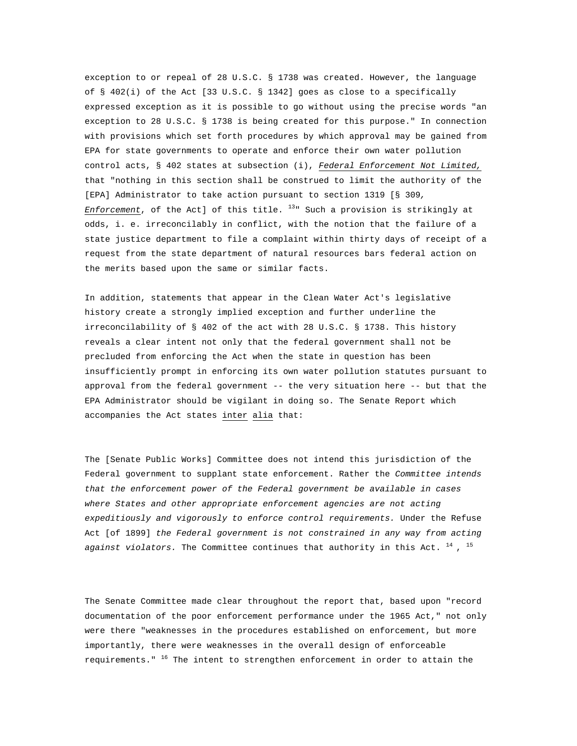exception to or repeal of 28 U.S.C. § 1738 was created. However, the language of § 402(i) of the Act [33 U.S.C. § 1342] goes as close to a specifically expressed exception as it is possible to go without using the precise words "an exception to 28 U.S.C. § 1738 is being created for this purpose." In connection with provisions which set forth procedures by which approval may be gained from EPA for state governments to operate and enforce their own water pollution control acts, § 402 states at subsection (i), *Federal Enforcement Not Limited,* that "nothing in this section shall be construed to limit the authority of the [EPA] Administrator to take action pursuant to section 1319 [§ 309*, Enforcement*, of the Act] of this title. [13]" Such a provision is strikingly at odds, i. e. irreconcilably in conflict, with the notion that the failure of a state justice department to file a complaint within thirty days of receipt of a request from the state department of natural resources bars federal action on the merits based upon the same or similar facts.

In addition, statements that appear in the Clean Water Act's legislative history create a strongly implied exception and further underline the irreconcilability of § 402 of the act with 28 U.S.C. § 1738. This history reveals a clear intent not only that the federal government shall not be precluded from enforcing the Act when the state in question has been insufficiently prompt in enforcing its own water pollution statutes pursuant to approval from the federal government -- the very situation here -- but that the EPA Administrator should be vigilant in doing so. The Senate Report which accompanies the Act states inter alia that:

The [Senate Public Works] Committee does not intend this jurisdiction of the Federal government to supplant state enforcement. Rather the *Committee intends that the enforcement power of the Federal government be available in cases where States and other appropriate enforcement agencies are not acting expeditiously and vigorously to enforce control requirements.* Under the Refuse Act [of 1899] *the Federal government is not constrained in any way from acting against violators.* The Committee continues that authority in this Act. [14], [15]

The Senate Committee made clear throughout the report that, based upon "record documentation of the poor enforcement performance under the 1965 Act," not only were there "weaknesses in the procedures established on enforcement, but more importantly, there were weaknesses in the overall design of enforceable requirements." [16] The intent to strengthen enforcement in order to attain the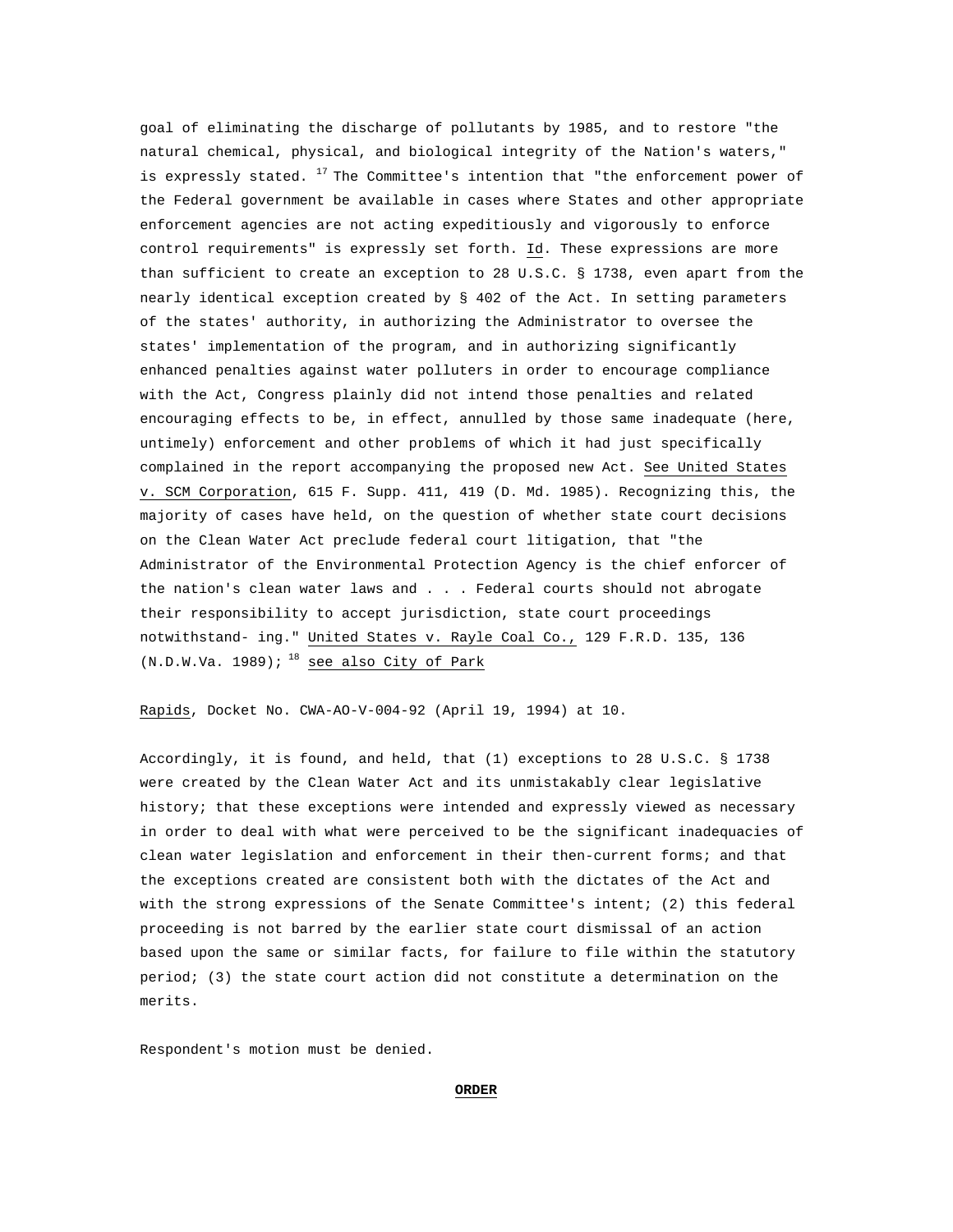goal of eliminating the discharge of pollutants by 1985, and to restore "the natural chemical, physical, and biological integrity of the Nation's waters," is expressly stated. [17] The Committee's intention that "the enforcement power of the Federal government be available in cases where States and other appropriate enforcement agencies are not acting expeditiously and vigorously to enforce control requirements" is expressly set forth. Id. These expressions are more than sufficient to create an exception to 28 U.S.C. § 1738, even apart from the nearly identical exception created by § 402 of the Act. In setting parameters of the states' authority, in authorizing the Administrator to oversee the states' implementation of the program, and in authorizing significantly enhanced penalties against water polluters in order to encourage compliance with the Act, Congress plainly did not intend those penalties and related encouraging effects to be, in effect, annulled by those same inadequate (here, untimely) enforcement and other problems of which it had just specifically complained in the report accompanying the proposed new Act. See United States v. SCM Corporation, 615 F. Supp. 411, 419 (D. Md. 1985). Recognizing this, the majority of cases have held, on the question of whether state court decisions on the Clean Water Act preclude federal court litigation, that "the Administrator of the Environmental Protection Agency is the chief enforcer of the nation's clean water laws and . . . Federal courts should not abrogate their responsibility to accept jurisdiction, state court proceedings notwithstand- ing." United States v. Rayle Coal Co., 129 F.R.D. 135, 136 (N.D.W.Va. 1989); [18] see also City of Park Rapids, Docket No. CWA-AO-V-004-92 (April 19, 1994) at 10.

Accordingly, it is found, and held, that (1) exceptions to 28 U.S.C. § 1738 were created by the Clean Water Act and its unmistakably clear legislative history; that these exceptions were intended and expressly viewed as necessary in order to deal with what were perceived to be the significant inadequacies of clean water legislation and enforcement in their then-current forms; and that the exceptions created are consistent both with the dictates of the Act and with the strong expressions of the Senate Committee's intent; (2) this federal proceeding is not barred by the earlier state court dismissal of an action based upon the same or similar facts, for failure to file within the statutory period; (3) the state court action did not constitute a determination on the merits.

Respondent's motion must be denied.

**ORDER**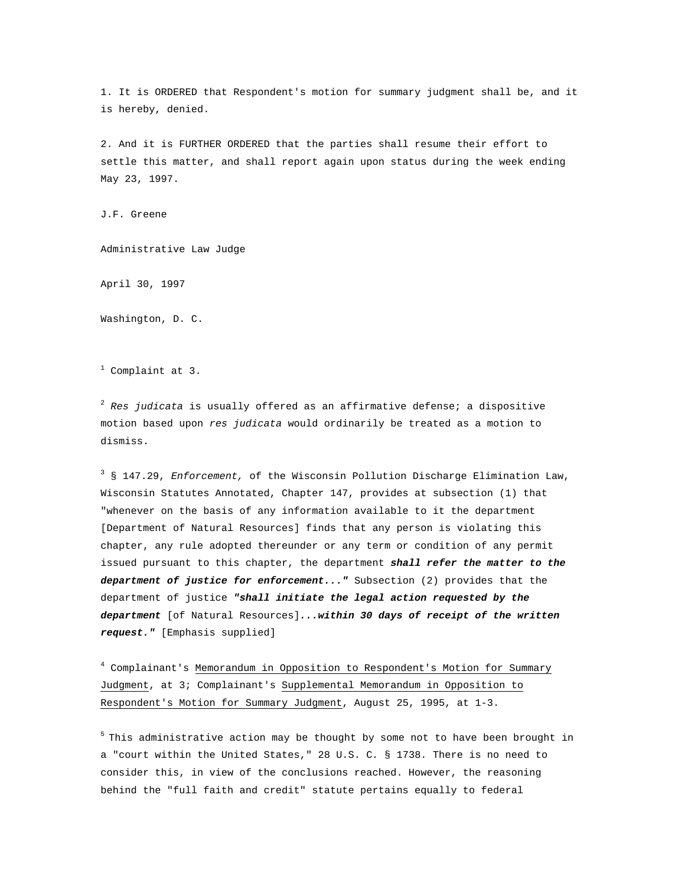1. It is ORDERED that Respondent's motion for summary judgment shall be, and it is hereby, denied.

2. And it is FURTHER ORDERED that the parties shall resume their effort to settle this matter, and shall report again upon status during the week ending May 23, 1997.

J.F. Greene

Administrative Law Judge

April 30, 1997

Washington, D. C.

[1] Complaint at 3.

[2] *Res judicata* is usually offered as an affirmative defense; a dispositive motion based upon *res judicata* would ordinarily be treated as a motion to dismiss.

[3] § 147.29, *Enforcement,* of the Wisconsin Pollution Discharge Elimination Law, Wisconsin Statutes Annotated, Chapter 147, provides at subsection (1) that "whenever on the basis of any information available to it the department [Department of Natural Resources] finds that any person is violating this chapter, any rule adopted thereunder or any term or condition of any permit issued pursuant to this chapter, the department ***shall refer the matter to the department of justice for enforcement..."*** Subsection (2) provides that the department of justice ***"shall initiate the legal action requested by the department*** [of Natural Resources]***...within 30 days of receipt of the written request."*** [Emphasis supplied]

[4] Complainant's Memorandum in Opposition to Respondent's Motion for Summary Judgment, at 3; Complainant's Supplemental Memorandum in Opposition to Respondent's Motion for Summary Judgment, August 25, 1995, at 1-3.

[5] This administrative action may be thought by some not to have been brought in a "court within the United States," 28 U.S. C. § 1738. There is no need to consider this, in view of the conclusions reached. However, the reasoning behind the "full faith and credit" statute pertains equally to federal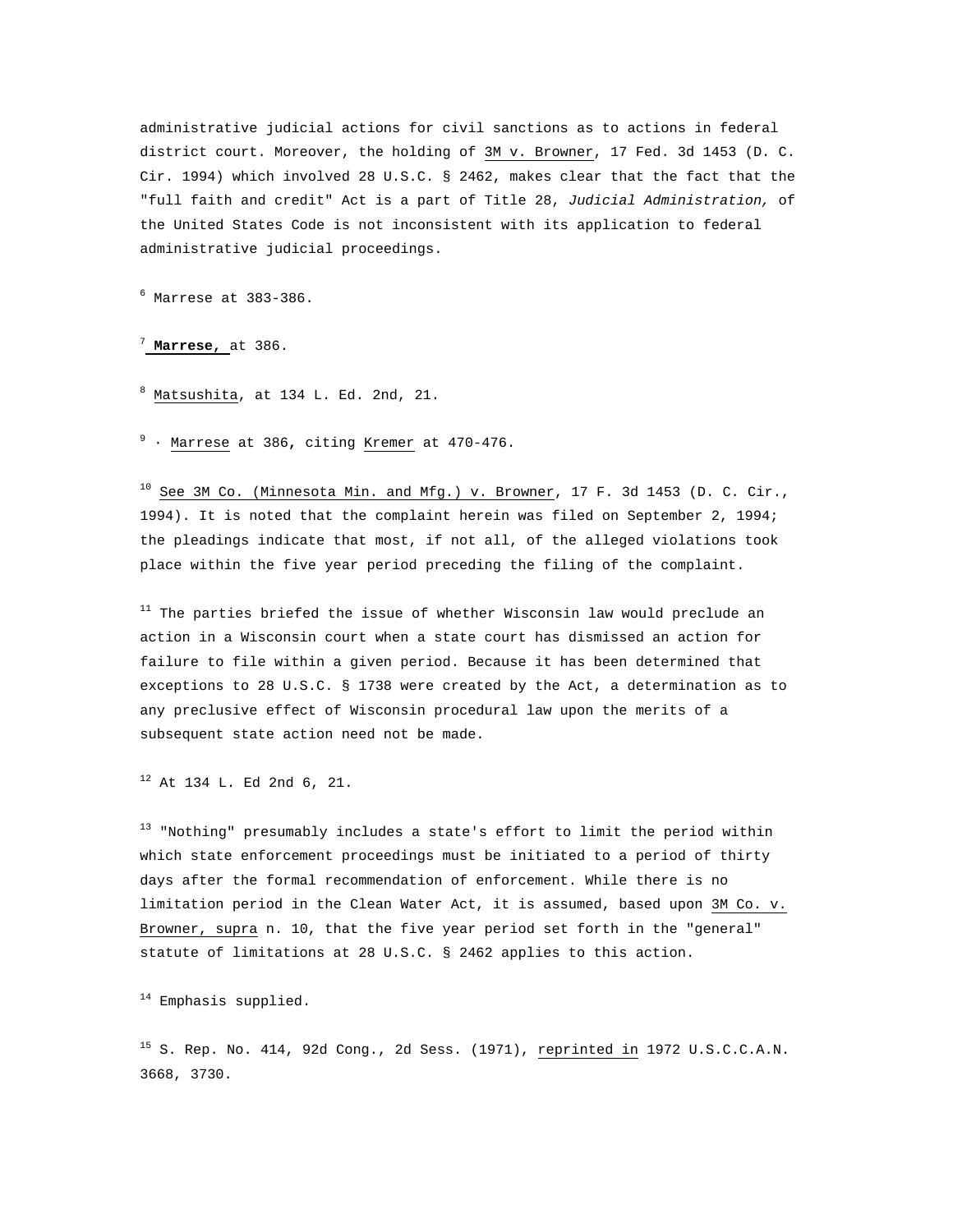administrative judicial actions for civil sanctions as to actions in federal district court. Moreover, the holding of 3M v. Browner, 17 Fed. 3d 1453 (D. C. Cir. 1994) which involved 28 U.S.C. § 2462, makes clear that the fact that the "full faith and credit" Act is a part of Title 28, *Judicial Administration,* of the United States Code is not inconsistent with its application to federal administrative judicial proceedings.

[6] Marrese at 383-386.

[7] **Marrese,** at 386.

[8] Matsushita, at 134 L. Ed. 2nd, 21.

[9] · Marrese at 386, citing Kremer at 470-476.

[10] See 3M Co. (Minnesota Min. and Mfg.) v. Browner, 17 F. 3d 1453 (D. C. Cir., 1994). It is noted that the complaint herein was filed on September 2, 1994; the pleadings indicate that most, if not all, of the alleged violations took place within the five year period preceding the filing of the complaint.

[11] The parties briefed the issue of whether Wisconsin law would preclude an action in a Wisconsin court when a state court has dismissed an action for failure to file within a given period. Because it has been determined that exceptions to 28 U.S.C. § 1738 were created by the Act, a determination as to any preclusive effect of Wisconsin procedural law upon the merits of a subsequent state action need not be made.

[12] At 134 L. Ed 2nd 6, 21.

[13] "Nothing" presumably includes a state's effort to limit the period within which state enforcement proceedings must be initiated to a period of thirty days after the formal recommendation of enforcement. While there is no limitation period in the Clean Water Act, it is assumed, based upon 3M Co. v. Browner, supra n. 10, that the five year period set forth in the "general" statute of limitations at 28 U.S.C. § 2462 applies to this action.

[14] Emphasis supplied.

[15] S. Rep. No. 414, 92d Cong., 2d Sess. (1971), reprinted in 1972 U.S.C.C.A.N. 3668, 3730.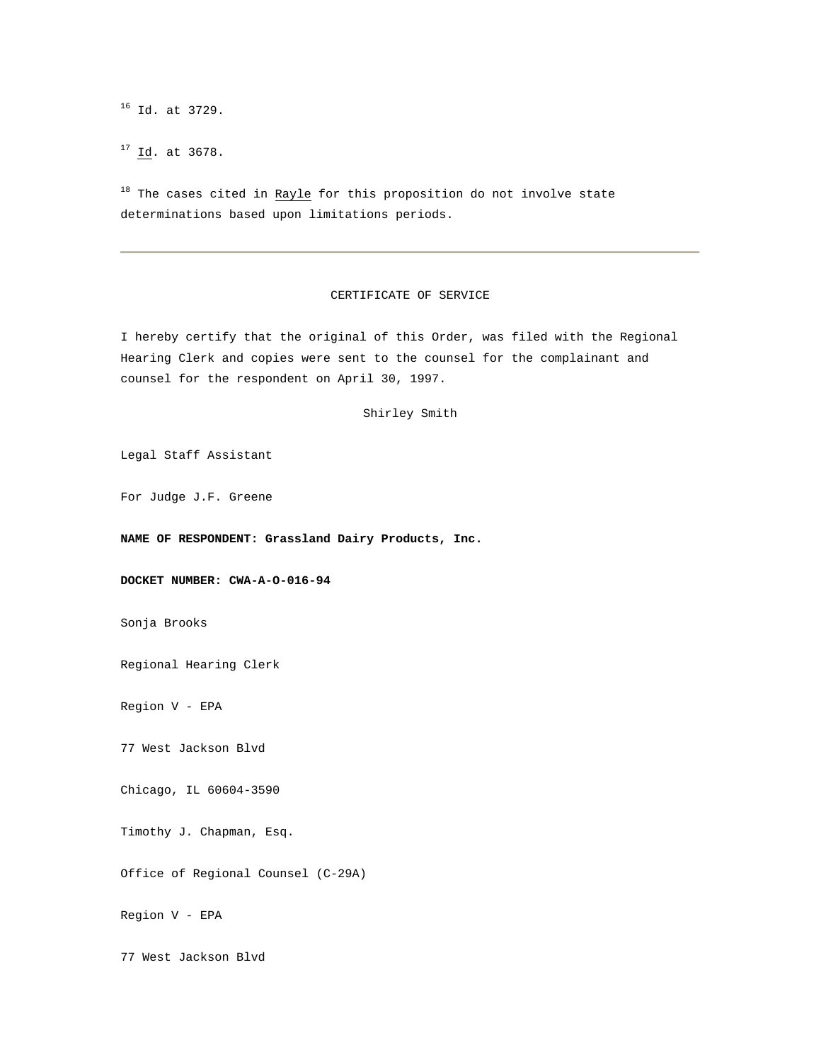[16] Id. at 3729.

[17] Id. at 3678.

[18] The cases cited in Rayle for this proposition do not involve state determinations based upon limitations periods.

---

CERTIFICATE OF SERVICE

I hereby certify that the original of this Order, was filed with the Regional Hearing Clerk and copies were sent to the counsel for the complainant and counsel for the respondent on April 30, 1997.

Shirley Smith

Legal Staff Assistant

For Judge J.F. Greene

**NAME OF RESPONDENT: Grassland Dairy Products, Inc.**

**DOCKET NUMBER: CWA-A-O-016-94**

Sonja Brooks

Regional Hearing Clerk

Region V - EPA

77 West Jackson Blvd

Chicago, IL 60604-3590

Timothy J. Chapman, Esq.

Office of Regional Counsel (C-29A)

Region V - EPA

77 West Jackson Blvd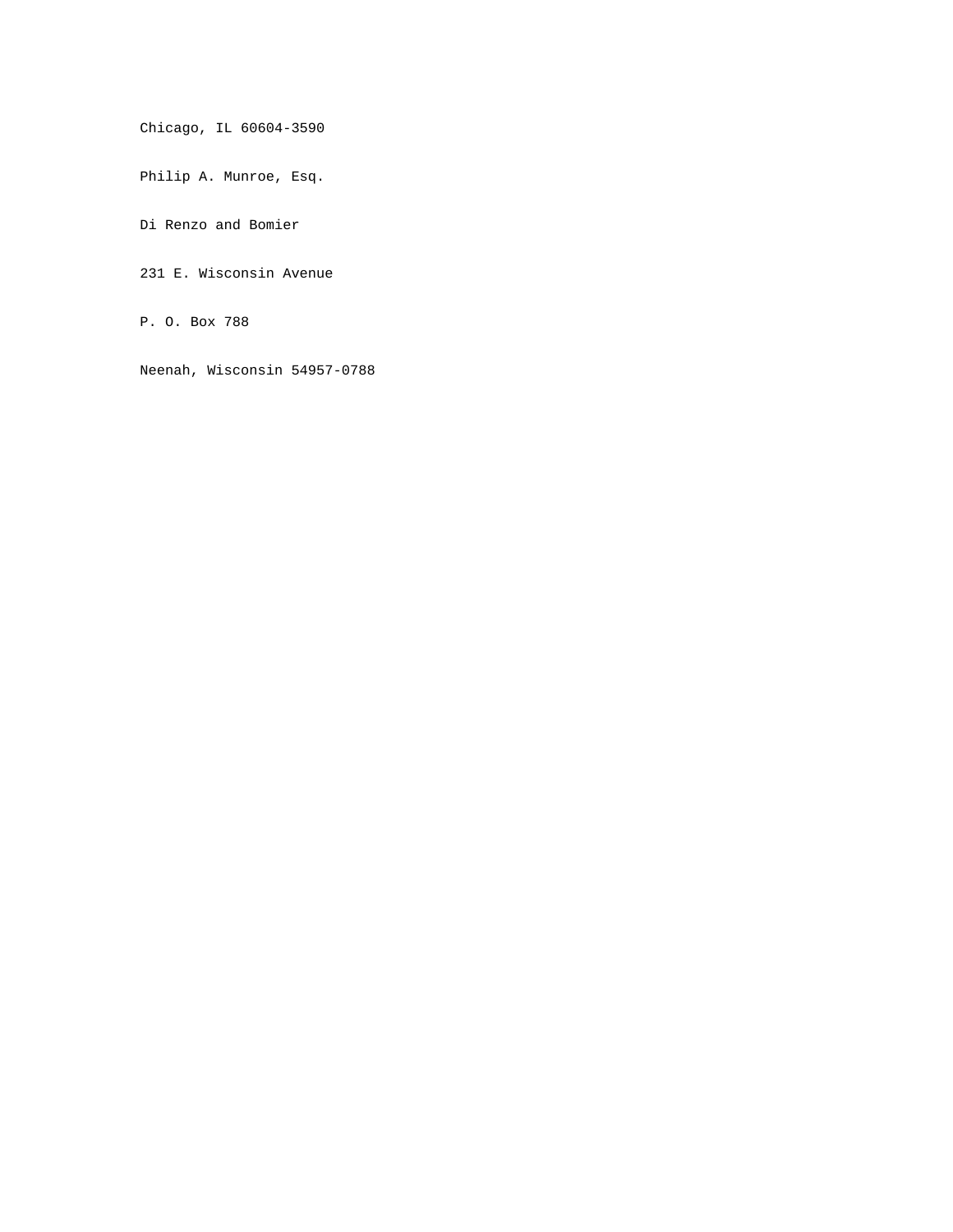Chicago, IL 60604-3590

Philip A. Munroe, Esq.

Di Renzo and Bomier

231 E. Wisconsin Avenue

P. O. Box 788

Neenah, Wisconsin 54957-0788